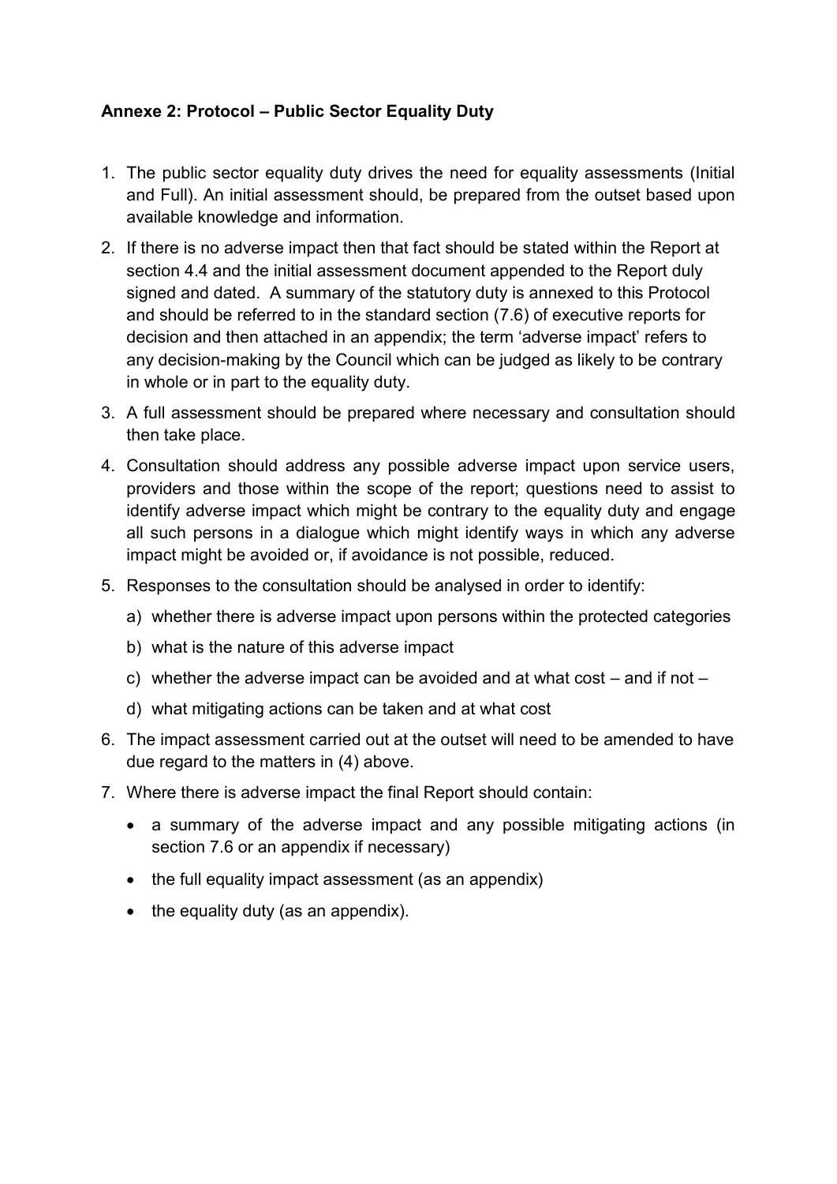**Annexe 2: Protocol – Public Sector Equality Duty**

1. The public sector equality duty drives the need for equality assessments (Initial and Full). An initial assessment should, be prepared from the outset based upon available knowledge and information.
2. If there is no adverse impact then that fact should be stated within the Report at section 4.4 and the initial assessment document appended to the Report duly signed and dated. A summary of the statutory duty is annexed to this Protocol and should be referred to in the standard section (7.6) of executive reports for decision and then attached in an appendix; the term 'adverse impact' refers to any decision-making by the Council which can be judged as likely to be contrary in whole or in part to the equality duty.
3. A full assessment should be prepared where necessary and consultation should then take place.
4. Consultation should address any possible adverse impact upon service users, providers and those within the scope of the report; questions need to assist to identify adverse impact which might be contrary to the equality duty and engage all such persons in a dialogue which might identify ways in which any adverse impact might be avoided or, if avoidance is not possible, reduced.
5. Responses to the consultation should be analysed in order to identify:
   a) whether there is adverse impact upon persons within the protected categories
   b) what is the nature of this adverse impact
   c) whether the adverse impact can be avoided and at what cost – and if not –
   d) what mitigating actions can be taken and at what cost
6. The impact assessment carried out at the outset will need to be amended to have due regard to the matters in (4) above.
7. Where there is adverse impact the final Report should contain:
   - a summary of the adverse impact and any possible mitigating actions (in section 7.6 or an appendix if necessary)
   - the full equality impact assessment (as an appendix)
   - the equality duty (as an appendix).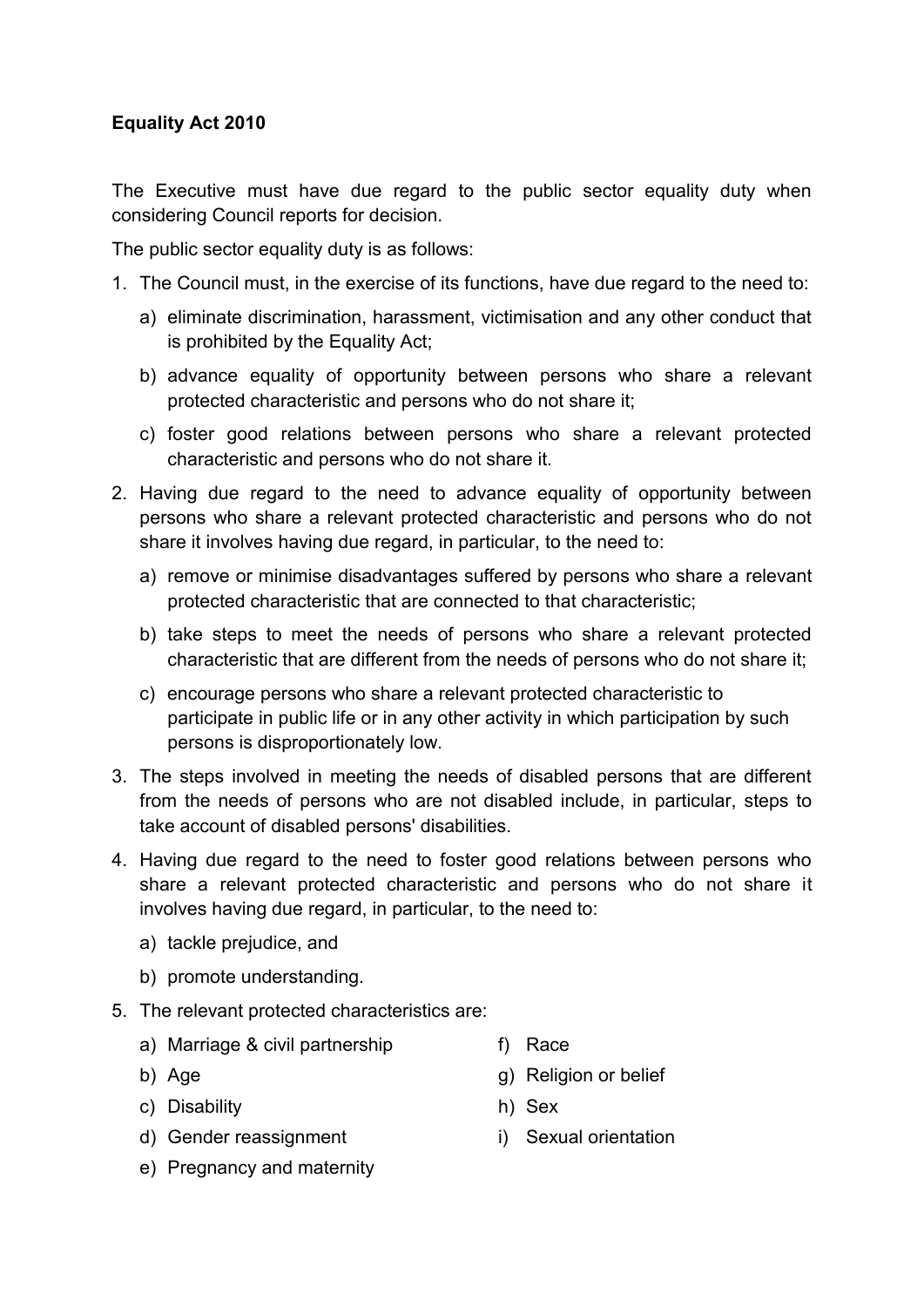**Equality Act 2010**

The Executive must have due regard to the public sector equality duty when considering Council reports for decision.

The public sector equality duty is as follows:

1. The Council must, in the exercise of its functions, have due regard to the need to:
   a) eliminate discrimination, harassment, victimisation and any other conduct that is prohibited by the Equality Act;
   b) advance equality of opportunity between persons who share a relevant protected characteristic and persons who do not share it;
   c) foster good relations between persons who share a relevant protected characteristic and persons who do not share it.
2. Having due regard to the need to advance equality of opportunity between persons who share a relevant protected characteristic and persons who do not share it involves having due regard, in particular, to the need to:
   a) remove or minimise disadvantages suffered by persons who share a relevant protected characteristic that are connected to that characteristic;
   b) take steps to meet the needs of persons who share a relevant protected characteristic that are different from the needs of persons who do not share it;
   c) encourage persons who share a relevant protected characteristic to participate in public life or in any other activity in which participation by such persons is disproportionately low.
3. The steps involved in meeting the needs of disabled persons that are different from the needs of persons who are not disabled include, in particular, steps to take account of disabled persons' disabilities.
4. Having due regard to the need to foster good relations between persons who share a relevant protected characteristic and persons who do not share it involves having due regard, in particular, to the need to:
   a) tackle prejudice, and
   b) promote understanding.
5. The relevant protected characteristics are:
   a) Marriage & civil partnership
   b) Age
   c) Disability
   d) Gender reassignment
   e) Pregnancy and maternity
   f) Race
   g) Religion or belief
   h) Sex
   i) Sexual orientation